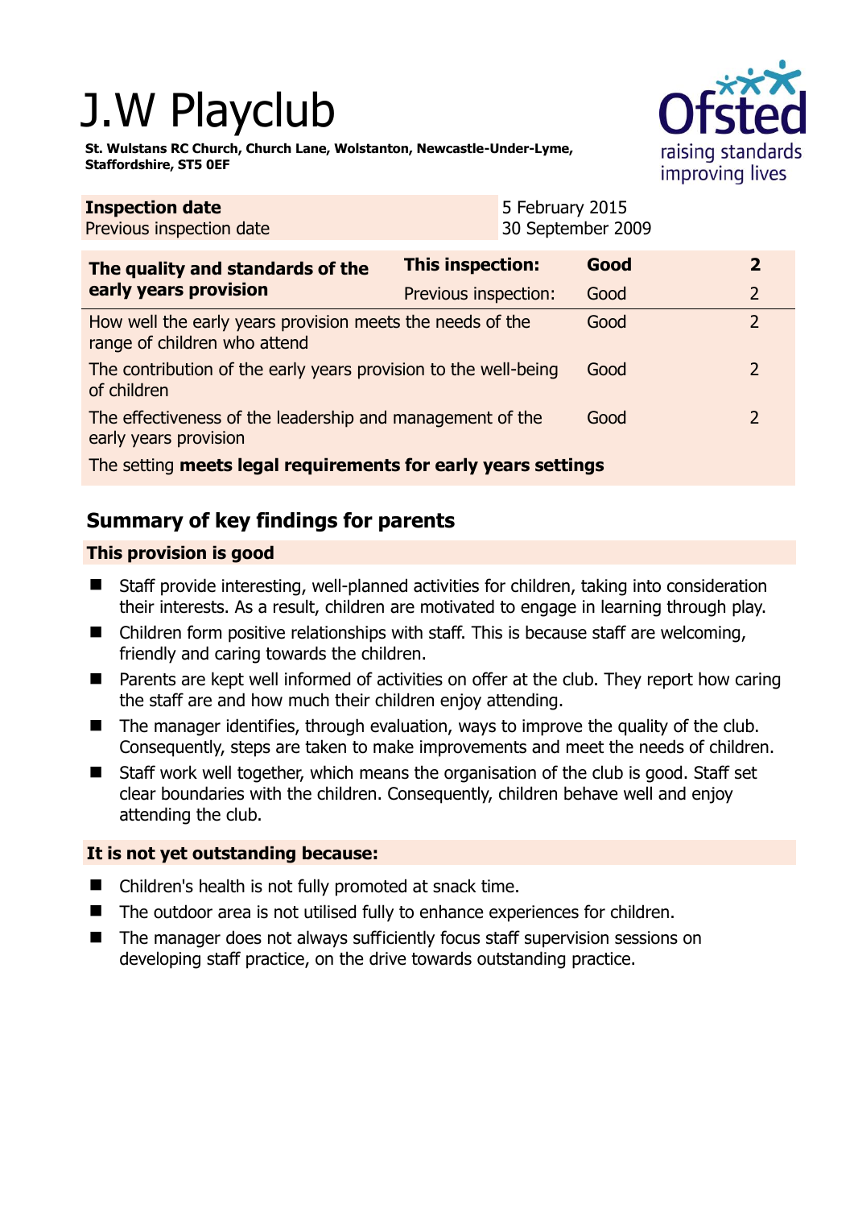# J.W Playclub

**St. Wulstans RC Church, Church Lane, Wolstanton, Newcastle-Under-Lyme, Staffordshire, ST5 0EF**

| **Inspection date** | 5 February 2015 |
|---|---|
| Previous inspection date | 30 September 2009 |

| **The quality and standards of the early years provision** | **This inspection:** | **Good** | **2** |
|---|---|---|---|
| | Previous inspection: | Good | 2 |
| How well the early years provision meets the needs of the range of children who attend | | Good | 2 |
| The contribution of the early years provision to the well-being of children | | Good | 2 |
| The effectiveness of the leadership and management of the early years provision | | Good | 2 |
| The setting **meets legal requirements for early years settings** | | | |

## Summary of key findings for parents

### This provision is good

- Staff provide interesting, well-planned activities for children, taking into consideration their interests. As a result, children are motivated to engage in learning through play.
- Children form positive relationships with staff. This is because staff are welcoming, friendly and caring towards the children.
- Parents are kept well informed of activities on offer at the club. They report how caring the staff are and how much their children enjoy attending.
- The manager identifies, through evaluation, ways to improve the quality of the club. Consequently, steps are taken to make improvements and meet the needs of children.
- Staff work well together, which means the organisation of the club is good. Staff set clear boundaries with the children. Consequently, children behave well and enjoy attending the club.

### It is not yet outstanding because:

- Children's health is not fully promoted at snack time.
- The outdoor area is not utilised fully to enhance experiences for children.
- The manager does not always sufficiently focus staff supervision sessions on developing staff practice, on the drive towards outstanding practice.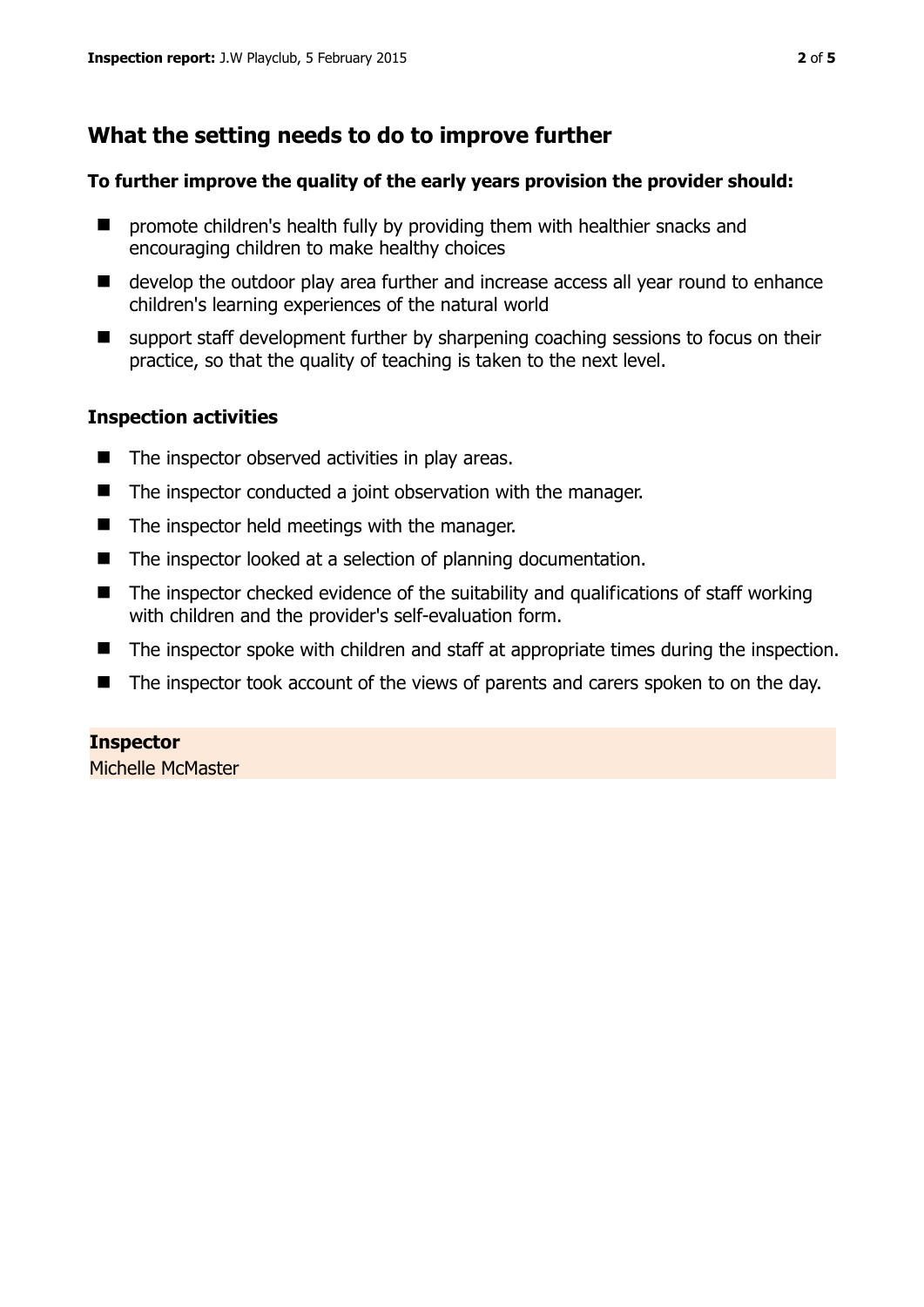## What the setting needs to do to improve further

**To further improve the quality of the early years provision the provider should:**

- promote children's health fully by providing them with healthier snacks and encouraging children to make healthy choices
- develop the outdoor play area further and increase access all year round to enhance children's learning experiences of the natural world
- support staff development further by sharpening coaching sessions to focus on their practice, so that the quality of teaching is taken to the next level.

### Inspection activities

- The inspector observed activities in play areas.
- The inspector conducted a joint observation with the manager.
- The inspector held meetings with the manager.
- The inspector looked at a selection of planning documentation.
- The inspector checked evidence of the suitability and qualifications of staff working with children and the provider's self-evaluation form.
- The inspector spoke with children and staff at appropriate times during the inspection.
- The inspector took account of the views of parents and carers spoken to on the day.

**Inspector**

Michelle McMaster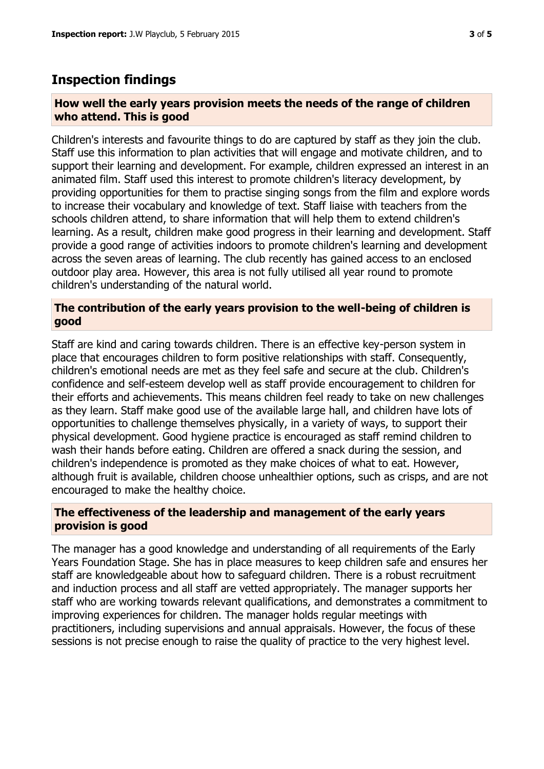## Inspection findings

### How well the early years provision meets the needs of the range of children who attend. This is good

Children's interests and favourite things to do are captured by staff as they join the club. Staff use this information to plan activities that will engage and motivate children, and to support their learning and development. For example, children expressed an interest in an animated film. Staff used this interest to promote children's literacy development, by providing opportunities for them to practise singing songs from the film and explore words to increase their vocabulary and knowledge of text. Staff liaise with teachers from the schools children attend, to share information that will help them to extend children's learning. As a result, children make good progress in their learning and development. Staff provide a good range of activities indoors to promote children's learning and development across the seven areas of learning. The club recently has gained access to an enclosed outdoor play area. However, this area is not fully utilised all year round to promote children's understanding of the natural world.

### The contribution of the early years provision to the well-being of children is good

Staff are kind and caring towards children. There is an effective key-person system in place that encourages children to form positive relationships with staff. Consequently, children's emotional needs are met as they feel safe and secure at the club. Children's confidence and self-esteem develop well as staff provide encouragement to children for their efforts and achievements. This means children feel ready to take on new challenges as they learn. Staff make good use of the available large hall, and children have lots of opportunities to challenge themselves physically, in a variety of ways, to support their physical development. Good hygiene practice is encouraged as staff remind children to wash their hands before eating. Children are offered a snack during the session, and children's independence is promoted as they make choices of what to eat. However, although fruit is available, children choose unhealthier options, such as crisps, and are not encouraged to make the healthy choice.

### The effectiveness of the leadership and management of the early years provision is good

The manager has a good knowledge and understanding of all requirements of the Early Years Foundation Stage. She has in place measures to keep children safe and ensures her staff are knowledgeable about how to safeguard children. There is a robust recruitment and induction process and all staff are vetted appropriately. The manager supports her staff who are working towards relevant qualifications, and demonstrates a commitment to improving experiences for children. The manager holds regular meetings with practitioners, including supervisions and annual appraisals. However, the focus of these sessions is not precise enough to raise the quality of practice to the very highest level.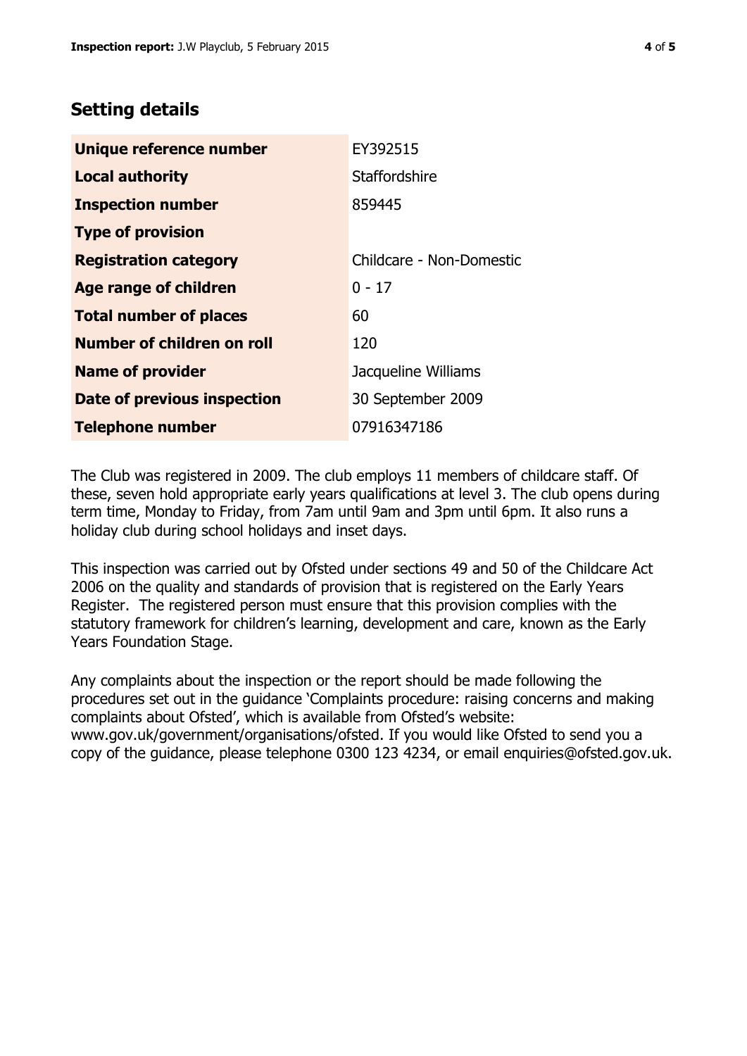## Setting details

| | |
|---|---|
| **Unique reference number** | EY392515 |
| **Local authority** | Staffordshire |
| **Inspection number** | 859445 |
| **Type of provision** | |
| **Registration category** | Childcare - Non-Domestic |
| **Age range of children** | 0 - 17 |
| **Total number of places** | 60 |
| **Number of children on roll** | 120 |
| **Name of provider** | Jacqueline Williams |
| **Date of previous inspection** | 30 September 2009 |
| **Telephone number** | 07916347186 |

The Club was registered in 2009. The club employs 11 members of childcare staff. Of these, seven hold appropriate early years qualifications at level 3. The club opens during term time, Monday to Friday, from 7am until 9am and 3pm until 6pm. It also runs a holiday club during school holidays and inset days.

This inspection was carried out by Ofsted under sections 49 and 50 of the Childcare Act 2006 on the quality and standards of provision that is registered on the Early Years Register. The registered person must ensure that this provision complies with the statutory framework for children's learning, development and care, known as the Early Years Foundation Stage.

Any complaints about the inspection or the report should be made following the procedures set out in the guidance 'Complaints procedure: raising concerns and making complaints about Ofsted', which is available from Ofsted's website: www.gov.uk/government/organisations/ofsted. If you would like Ofsted to send you a copy of the guidance, please telephone 0300 123 4234, or email enquiries@ofsted.gov.uk.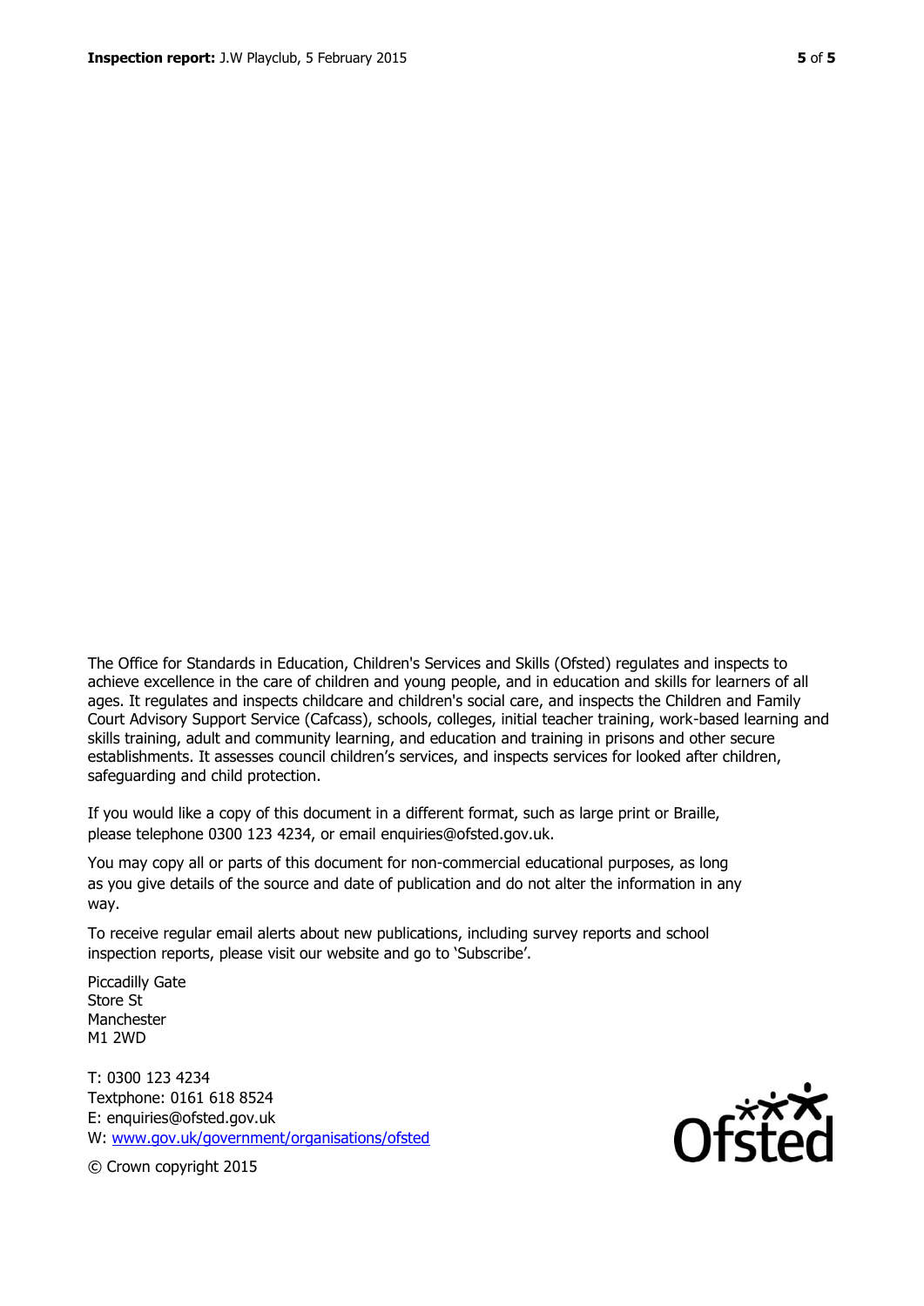The Office for Standards in Education, Children's Services and Skills (Ofsted) regulates and inspects to achieve excellence in the care of children and young people, and in education and skills for learners of all ages. It regulates and inspects childcare and children's social care, and inspects the Children and Family Court Advisory Support Service (Cafcass), schools, colleges, initial teacher training, work-based learning and skills training, adult and community learning, and education and training in prisons and other secure establishments. It assesses council children's services, and inspects services for looked after children, safeguarding and child protection.

If you would like a copy of this document in a different format, such as large print or Braille, please telephone 0300 123 4234, or email enquiries@ofsted.gov.uk.

You may copy all or parts of this document for non-commercial educational purposes, as long as you give details of the source and date of publication and do not alter the information in any way.

To receive regular email alerts about new publications, including survey reports and school inspection reports, please visit our website and go to 'Subscribe'.

Piccadilly Gate
Store St
Manchester
M1 2WD

T: 0300 123 4234
Textphone: 0161 618 8524
E: enquiries@ofsted.gov.uk
W: [www.gov.uk/government/organisations/ofsted](www.gov.uk/government/organisations/ofsted)

© Crown copyright 2015